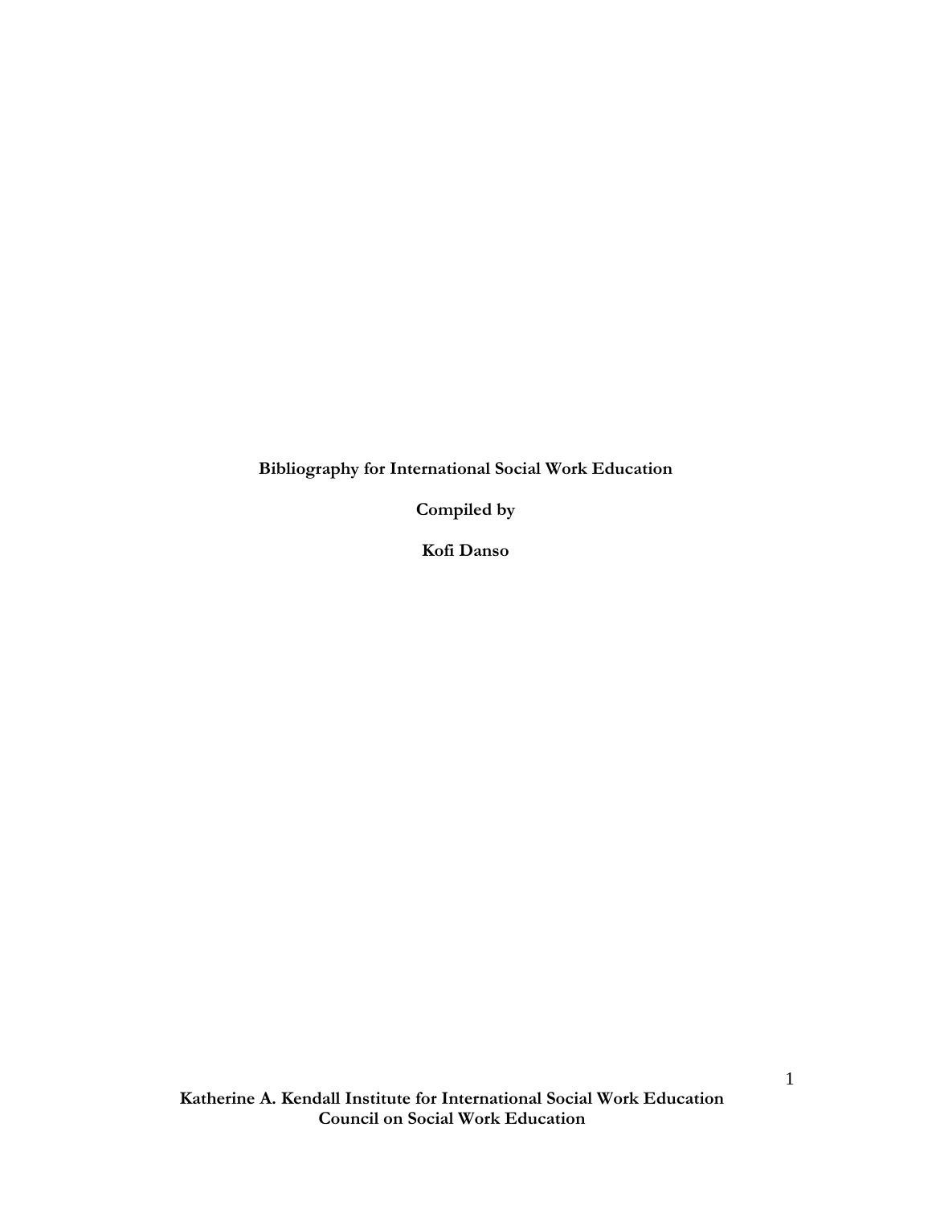**Bibliography for International Social Work Education**

**Compiled by**

**Kofi Danso**

**Katherine A. Kendall Institute for International Social Work Education**
**Council on Social Work Education**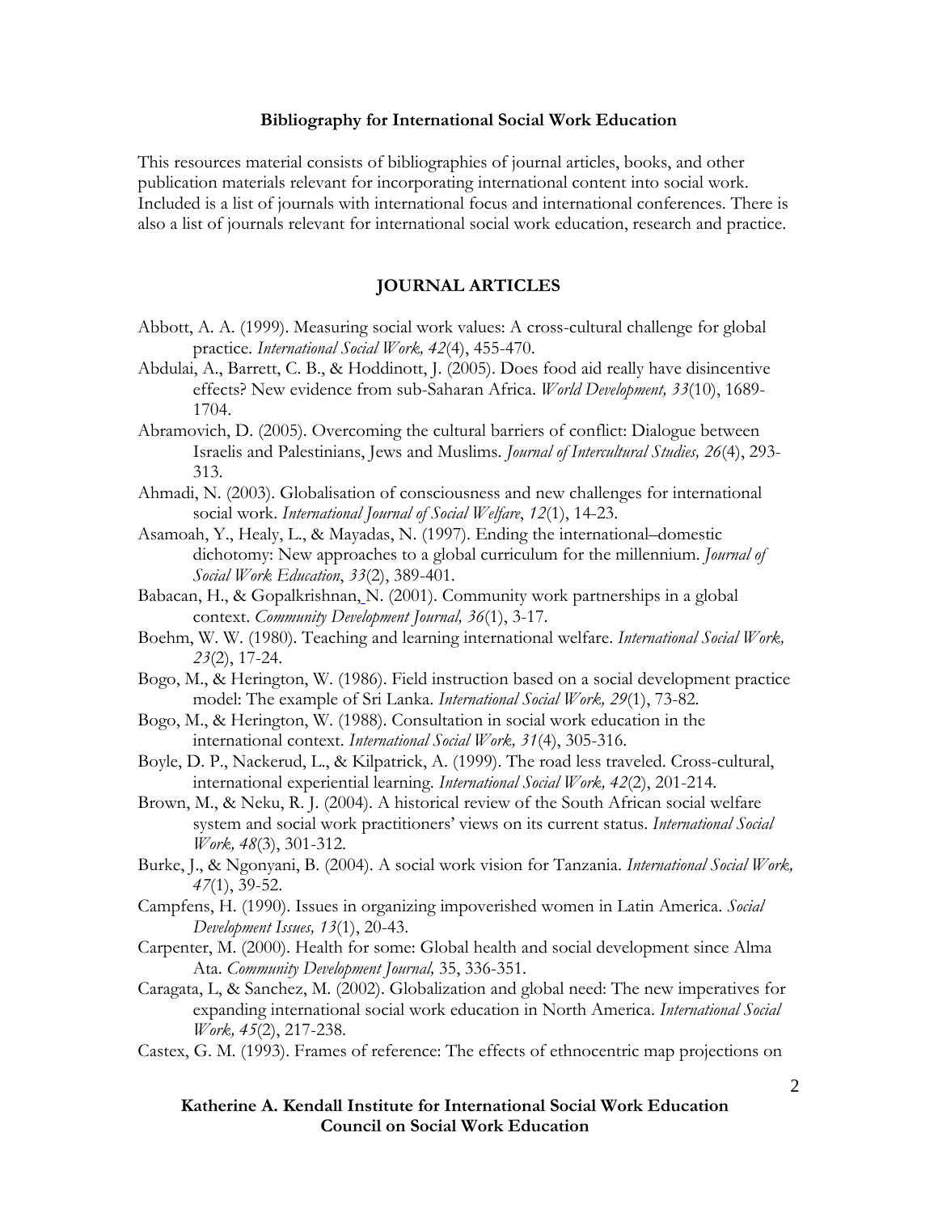**Bibliography for International Social Work Education**

This resources material consists of bibliographies of journal articles, books, and other publication materials relevant for incorporating international content into social work. Included is a list of journals with international focus and international conferences. There is also a list of journals relevant for international social work education, research and practice.

## JOURNAL ARTICLES

Abbott, A. A. (1999). Measuring social work values: A cross-cultural challenge for global practice. *International Social Work, 42*(4), 455-470.

Abdulai, A., Barrett, C. B., & Hoddinott, J. (2005). Does food aid really have disincentive effects? New evidence from sub-Saharan Africa. *World Development, 33*(10), 1689-1704.

Abramovich, D. (2005). Overcoming the cultural barriers of conflict: Dialogue between Israelis and Palestinians, Jews and Muslims. *Journal of Intercultural Studies, 26*(4), 293-313.

Ahmadi, N. (2003). Globalisation of consciousness and new challenges for international social work. *International Journal of Social Welfare*, *12*(1), 14-23.

Asamoah, Y., Healy, L., & Mayadas, N. (1997). Ending the international–domestic dichotomy: New approaches to a global curriculum for the millennium. *Journal of Social Work Education*, *33*(2), 389-401.

Babacan, H., & Gopalkrishnan, N. (2001). Community work partnerships in a global context. *Community Development Journal, 36*(1), 3-17.

Boehm, W. W. (1980). Teaching and learning international welfare. *International Social Work, 23*(2), 17-24.

Bogo, M., & Herington, W. (1986). Field instruction based on a social development practice model: The example of Sri Lanka. *International Social Work, 29*(1), 73-82.

Bogo, M., & Herington, W. (1988). Consultation in social work education in the international context. *International Social Work, 31*(4), 305-316.

Boyle, D. P., Nackerud, L., & Kilpatrick, A. (1999). The road less traveled. Cross-cultural, international experiential learning. *International Social Work, 42*(2), 201-214.

Brown, M., & Neku, R. J. (2004). A historical review of the South African social welfare system and social work practitioners' views on its current status. *International Social Work, 48*(3), 301-312.

Burke, J., & Ngonyani, B. (2004). A social work vision for Tanzania. *International Social Work, 47*(1), 39-52.

Campfens, H. (1990). Issues in organizing impoverished women in Latin America. *Social Development Issues, 13*(1), 20-43.

Carpenter, M. (2000). Health for some: Global health and social development since Alma Ata. *Community Development Journal,* 35, 336-351.

Caragata, L, & Sanchez, M. (2002). Globalization and global need: The new imperatives for expanding international social work education in North America. *International Social Work, 45*(2), 217-238.

Castex, G. M. (1993). Frames of reference: The effects of ethnocentric map projections on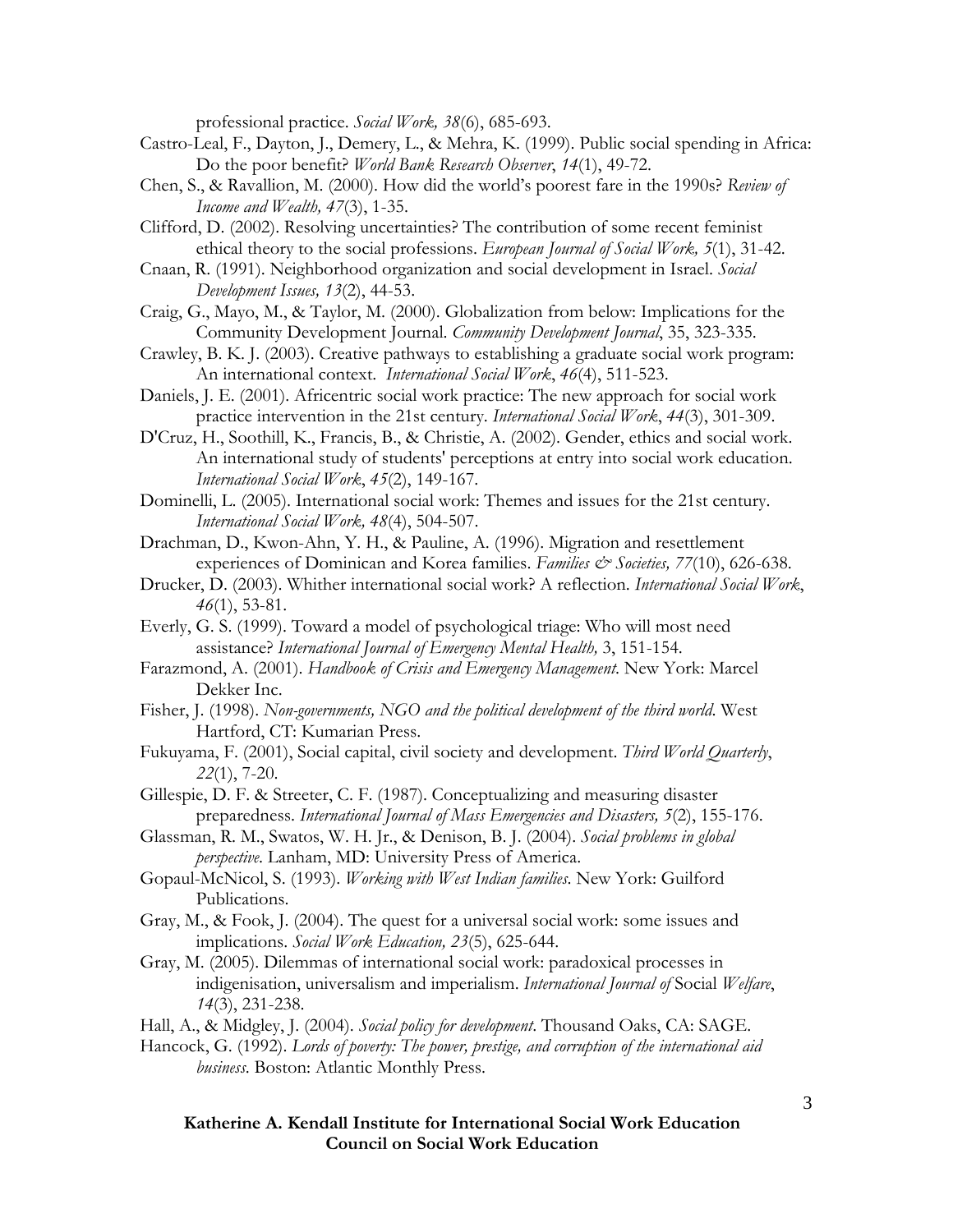professional practice. *Social Work, 38*(6), 685-693.

Castro-Leal, F., Dayton, J., Demery, L., & Mehra, K. (1999). Public social spending in Africa: Do the poor benefit? *World Bank Research Observer*, *14*(1), 49-72.

Chen, S., & Ravallion, M. (2000). How did the world's poorest fare in the 1990s? *Review of Income and Wealth, 47*(3), 1-35.

Clifford, D. (2002). Resolving uncertainties? The contribution of some recent feminist ethical theory to the social professions. *European Journal of Social Work, 5*(1), 31-42.

Cnaan, R. (1991). Neighborhood organization and social development in Israel. *Social Development Issues, 13*(2), 44-53.

Craig, G., Mayo, M., & Taylor, M. (2000). Globalization from below: Implications for the Community Development Journal. *Community Development Journal*, 35, 323-335.

Crawley, B. K. J. (2003). Creative pathways to establishing a graduate social work program: An international context. *International Social Work*, *46*(4), 511-523.

Daniels, J. E. (2001). Africentric social work practice: The new approach for social work practice intervention in the 21st century. *International Social Work*, *44*(3), 301-309.

D'Cruz, H., Soothill, K., Francis, B., & Christie, A. (2002). Gender, ethics and social work. An international study of students' perceptions at entry into social work education. *International Social Work*, *45*(2), 149-167.

Dominelli, L. (2005). International social work: Themes and issues for the 21st century. *International Social Work, 48*(4), 504-507.

Drachman, D., Kwon-Ahn, Y. H., & Pauline, A. (1996). Migration and resettlement experiences of Dominican and Korea families. *Families & Societies, 77*(10), 626-638.

Drucker, D. (2003). Whither international social work? A reflection. *International Social Work*, *46*(1), 53-81.

Everly, G. S. (1999). Toward a model of psychological triage: Who will most need assistance? *International Journal of Emergency Mental Health,* 3, 151-154.

Farazmond, A. (2001). *Handbook of Crisis and Emergency Management*. New York: Marcel Dekker Inc.

Fisher, J. (1998). *Non-governments, NGO and the political development of the third world*. West Hartford, CT: Kumarian Press.

Fukuyama, F. (2001), Social capital, civil society and development. *Third World Quarterly*, *22*(1), 7-20.

Gillespie, D. F. & Streeter, C. F. (1987). Conceptualizing and measuring disaster preparedness. *International Journal of Mass Emergencies and Disasters, 5*(2), 155-176.

Glassman, R. M., Swatos, W. H. Jr., & Denison, B. J. (2004). *Social problems in global perspective*. Lanham, MD: University Press of America.

Gopaul-McNicol, S. (1993). *Working with West Indian families*. New York: Guilford Publications.

Gray, M., & Fook, J. (2004). The quest for a universal social work: some issues and implications. *Social Work Education, 23*(5), 625-644.

Gray, M. (2005). Dilemmas of international social work: paradoxical processes in indigenisation, universalism and imperialism. *International Journal of* Social *Welfare*, *14*(3), 231-238.

Hall, A., & Midgley, J. (2004). *Social policy for development*. Thousand Oaks, CA: SAGE.

Hancock, G. (1992). *Lords of poverty: The power, prestige, and corruption of the international aid business*. Boston: Atlantic Monthly Press.

**Katherine A. Kendall Institute for International Social Work Education**
**Council on Social Work Education**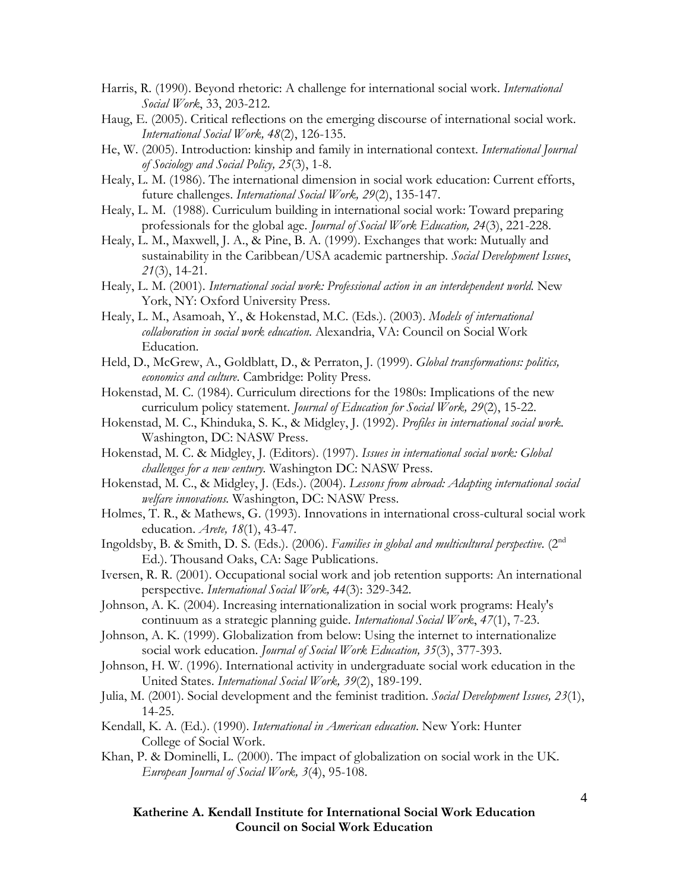Harris, R. (1990). Beyond rhetoric: A challenge for international social work. *International Social Work*, 33, 203-212.

Haug, E. (2005). Critical reflections on the emerging discourse of international social work. *International Social Work, 48*(2), 126-135.

He, W. (2005). Introduction: kinship and family in international context. *International Journal of Sociology and Social Policy, 25*(3), 1-8.

Healy, L. M. (1986). The international dimension in social work education: Current efforts, future challenges. *International Social Work, 29*(2), 135-147.

Healy, L. M. (1988). Curriculum building in international social work: Toward preparing professionals for the global age. *Journal of Social Work Education, 24*(3), 221-228.

Healy, L. M., Maxwell, J. A., & Pine, B. A. (1999). Exchanges that work: Mutually and sustainability in the Caribbean/USA academic partnership. *Social Development Issues*, *21*(3), 14-21.

Healy, L. M. (2001). *International social work: Professional action in an interdependent world.* New York, NY: Oxford University Press.

Healy, L. M., Asamoah, Y., & Hokenstad, M.C. (Eds.). (2003). *Models of international collaboration in social work education.* Alexandria, VA: Council on Social Work Education.

Held, D., McGrew, A., Goldblatt, D., & Perraton, J. (1999). *Global transformations: politics, economics and culture*. Cambridge: Polity Press.

Hokenstad, M. C. (1984). Curriculum directions for the 1980s: Implications of the new curriculum policy statement. *Journal of Education for Social Work, 29*(2), 15-22.

Hokenstad, M. C., Khinduka, S. K., & Midgley, J. (1992). *Profiles in international social work.* Washington, DC: NASW Press.

Hokenstad, M. C. & Midgley, J. (Editors). (1997). *Issues in international social work: Global challenges for a new century.* Washington DC: NASW Press.

Hokenstad, M. C., & Midgley, J. (Eds.). (2004). *Lessons from abroad: Adapting international social welfare innovations.* Washington, DC: NASW Press.

Holmes, T. R., & Mathews, G. (1993). Innovations in international cross-cultural social work education. *Arete, 18*(1), 43-47.

Ingoldsby, B. & Smith, D. S. (Eds.). (2006). *Families in global and multicultural perspective.* (2nd Ed.). Thousand Oaks, CA: Sage Publications.

Iversen, R. R. (2001). Occupational social work and job retention supports: An international perspective. *International Social Work, 44*(3): 329-342.

Johnson, A. K. (2004). Increasing internationalization in social work programs: Healy's continuum as a strategic planning guide. *International Social Work*, *47*(1), 7-23.

Johnson, A. K. (1999). Globalization from below: Using the internet to internationalize social work education. *Journal of Social Work Education, 35*(3), 377-393.

Johnson, H. W. (1996). International activity in undergraduate social work education in the United States. *International Social Work, 39*(2), 189-199.

Julia, M. (2001). Social development and the feminist tradition. *Social Development Issues, 23*(1), 14-25.

Kendall, K. A. (Ed.). (1990). *International in American education*. New York: Hunter College of Social Work.

Khan, P. & Dominelli, L. (2000). The impact of globalization on social work in the UK. *European Journal of Social Work, 3*(4), 95-108.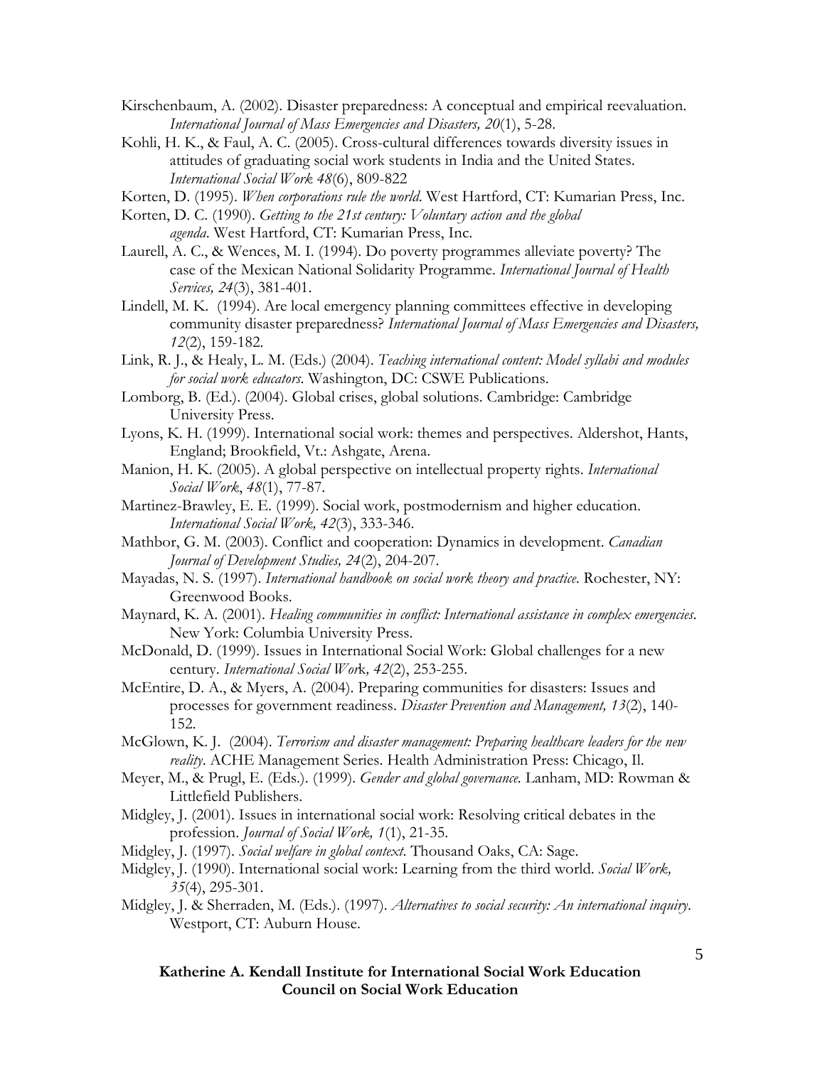Kirschenbaum, A. (2002). Disaster preparedness: A conceptual and empirical reevaluation. *International Journal of Mass Emergencies and Disasters, 20*(1), 5-28.

Kohli, H. K., & Faul, A. C. (2005). Cross-cultural differences towards diversity issues in attitudes of graduating social work students in India and the United States. *International Social Work 48*(6), 809-822

Korten, D. (1995). *When corporations rule the world*. West Hartford, CT: Kumarian Press, Inc.

Korten, D. C. (1990). *Getting to the 21st century: Voluntary action and the global agenda*. West Hartford, CT: Kumarian Press, Inc.

Laurell, A. C., & Wences, M. I. (1994). Do poverty programmes alleviate poverty? The case of the Mexican National Solidarity Programme. *International Journal of Health Services, 24*(3), 381-401.

Lindell, M. K. (1994). Are local emergency planning committees effective in developing community disaster preparedness? *International Journal of Mass Emergencies and Disasters, 12*(2), 159-182.

Link, R. J., & Healy, L. M. (Eds.) (2004). *Teaching international content: Model syllabi and modules for social work educators*. Washington, DC: CSWE Publications.

Lomborg, B. (Ed.). (2004). Global crises, global solutions. Cambridge: Cambridge University Press.

Lyons, K. H. (1999). International social work: themes and perspectives. Aldershot, Hants, England; Brookfield, Vt.: Ashgate, Arena.

Manion, H. K. (2005). A global perspective on intellectual property rights. *International Social Work*, *48*(1), 77-87.

Martinez-Brawley, E. E. (1999). Social work, postmodernism and higher education. *International Social Work, 42*(3), 333-346.

Mathbor, G. M. (2003). Conflict and cooperation: Dynamics in development. *Canadian Journal of Development Studies, 24*(2), 204-207.

Mayadas, N. S. (1997). *International handbook on social work theory and practice*. Rochester, NY: Greenwood Books.

Maynard, K. A. (2001). *Healing communities in conflict: International assistance in complex emergencies*. New York: Columbia University Press.

McDonald, D. (1999). Issues in International Social Work: Global challenges for a new century. *International Social Work, 42*(2), 253-255.

McEntire, D. A., & Myers, A. (2004). Preparing communities for disasters: Issues and processes for government readiness. *Disaster Prevention and Management, 13*(2), 140-152.

McGlown, K. J. (2004). *Terrorism and disaster management: Preparing healthcare leaders for the new reality*. ACHE Management Series. Health Administration Press: Chicago, Il.

Meyer, M., & Prugl, E. (Eds.). (1999). *Gender and global governance.* Lanham, MD: Rowman & Littlefield Publishers.

Midgley, J. (2001). Issues in international social work: Resolving critical debates in the profession. *Journal of Social Work, 1*(1), 21-35.

Midgley, J. (1997). *Social welfare in global context*. Thousand Oaks, CA: Sage.

Midgley, J. (1990). International social work: Learning from the third world. *Social Work, 35*(4), 295-301.

Midgley, J. & Sherraden, M. (Eds.). (1997). *Alternatives to social security: An international inquiry*. Westport, CT: Auburn House.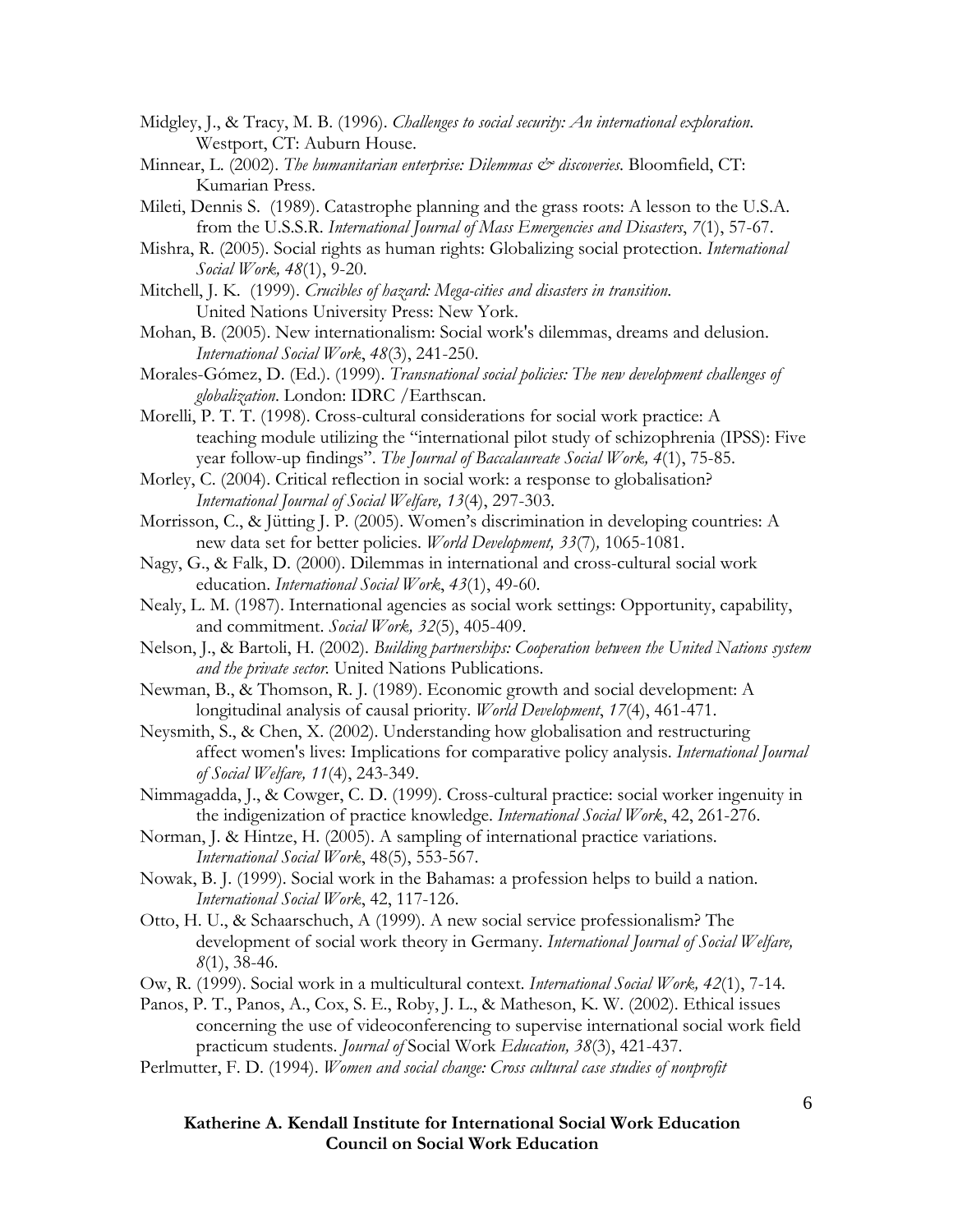Midgley, J., & Tracy, M. B. (1996). *Challenges to social security: An international exploration*. Westport, CT: Auburn House.

Minnear, L. (2002). *The humanitarian enterprise: Dilemmas & discoveries*. Bloomfield, CT: Kumarian Press.

Mileti, Dennis S. (1989). Catastrophe planning and the grass roots: A lesson to the U.S.A. from the U.S.S.R. *International Journal of Mass Emergencies and Disasters*, *7*(1), 57-67.

Mishra, R. (2005). Social rights as human rights: Globalizing social protection. *International Social Work, 48*(1), 9-20.

Mitchell, J. K. (1999). *Crucibles of hazard: Mega-cities and disasters in transition.* United Nations University Press: New York.

Mohan, B. (2005). New internationalism: Social work's dilemmas, dreams and delusion. *International Social Work*, *48*(3), 241-250.

Morales-Gómez, D. (Ed.). (1999). *Transnational social policies: The new development challenges of globalization*. London: IDRC /Earthscan.

Morelli, P. T. T. (1998). Cross-cultural considerations for social work practice: A teaching module utilizing the "international pilot study of schizophrenia (IPSS): Five year follow-up findings". *The Journal of Baccalaureate Social Work, 4*(1), 75-85.

Morley, C. (2004). Critical reflection in social work: a response to globalisation? *International Journal of Social Welfare, 13*(4), 297-303.

Morrisson, C., & Jütting J. P. (2005). Women's discrimination in developing countries: A new data set for better policies. *World Development, 33*(7)*,* 1065-1081.

Nagy, G., & Falk, D. (2000). Dilemmas in international and cross-cultural social work education. *International Social Work*, *43*(1), 49-60.

Nealy, L. M. (1987). International agencies as social work settings: Opportunity, capability, and commitment. *Social Work, 32*(5), 405-409.

Nelson, J., & Bartoli, H. (2002). *Building partnerships: Cooperation between the United Nations system and the private sector*. United Nations Publications.

Newman, B., & Thomson, R. J. (1989). Economic growth and social development: A longitudinal analysis of causal priority. *World Development*, *17*(4), 461-471.

Neysmith, S., & Chen, X. (2002). Understanding how globalisation and restructuring affect women's lives: Implications for comparative policy analysis. *International Journal of Social Welfare, 11*(4), 243-349.

Nimmagadda, J., & Cowger, C. D. (1999). Cross-cultural practice: social worker ingenuity in the indigenization of practice knowledge. *International Social Work*, 42, 261-276.

Norman, J. & Hintze, H. (2005). A sampling of international practice variations. *International Social Work*, 48(5), 553-567.

Nowak, B. J. (1999). Social work in the Bahamas: a profession helps to build a nation. *International Social Work*, 42, 117-126.

Otto, H. U., & Schaarschuch, A (1999). A new social service professionalism? The development of social work theory in Germany. *International Journal of Social Welfare, 8*(1), 38-46.

Ow, R. (1999). Social work in a multicultural context. *International Social Work, 42*(1), 7-14.

Panos, P. T., Panos, A., Cox, S. E., Roby, J. L., & Matheson, K. W. (2002). Ethical issues concerning the use of videoconferencing to supervise international social work field practicum students. *Journal of* Social Work *Education, 38*(3), 421-437.

Perlmutter, F. D. (1994). *Women and social change: Cross cultural case studies of nonprofit*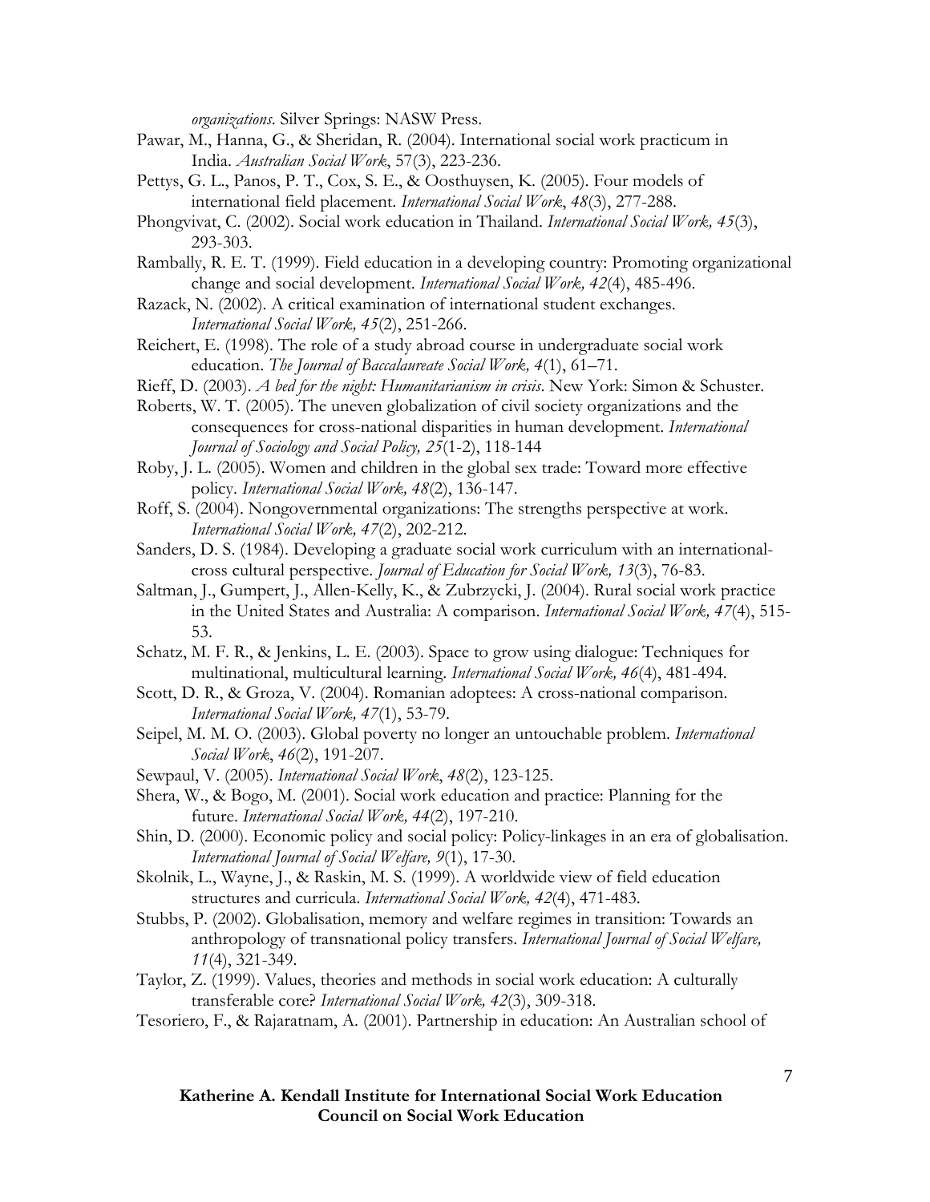*organizations*. Silver Springs: NASW Press.

Pawar, M., Hanna, G., & Sheridan, R. (2004). International social work practicum in India. *Australian Social Work*, 57(3), 223-236.

Pettys, G. L., Panos, P. T., Cox, S. E., & Oosthuysen, K. (2005). Four models of international field placement. *International Social Work*, *48*(3), 277-288.

Phongvivat, C. (2002). Social work education in Thailand. *International Social Work, 45*(3), 293-303.

Rambally, R. E. T. (1999). Field education in a developing country: Promoting organizational change and social development. *International Social Work, 42*(4), 485-496.

Razack, N. (2002). A critical examination of international student exchanges. *International Social Work, 45*(2), 251-266.

Reichert, E. (1998). The role of a study abroad course in undergraduate social work education. *The Journal of Baccalaureate Social Work, 4*(1), 61–71.

Rieff, D. (2003). *A bed for the night: Humanitarianism in crisis*. New York: Simon & Schuster.

Roberts, W. T. (2005). The uneven globalization of civil society organizations and the consequences for cross-national disparities in human development. *International Journal of Sociology and Social Policy, 25*(1-2), 118-144

Roby, J. L. (2005). Women and children in the global sex trade: Toward more effective policy. *International Social Work, 48*(2), 136-147.

Roff, S. (2004). Nongovernmental organizations: The strengths perspective at work. *International Social Work, 47*(2), 202-212.

Sanders, D. S. (1984). Developing a graduate social work curriculum with an international-cross cultural perspective. *Journal of Education for Social Work, 13*(3), 76-83.

Saltman, J., Gumpert, J., Allen-Kelly, K., & Zubrzycki, J. (2004). Rural social work practice in the United States and Australia: A comparison. *International Social Work, 47*(4), 515-53.

Schatz, M. F. R., & Jenkins, L. E. (2003). Space to grow using dialogue: Techniques for multinational, multicultural learning. *International Social Work, 46*(4), 481-494.

Scott, D. R., & Groza, V. (2004). Romanian adoptees: A cross-national comparison. *International Social Work, 47*(1), 53-79.

Seipel, M. M. O. (2003). Global poverty no longer an untouchable problem. *International Social Work*, *46*(2), 191-207.

Sewpaul, V. (2005). *International Social Work*, *48*(2), 123-125.

Shera, W., & Bogo, M. (2001). Social work education and practice: Planning for the future. *International Social Work, 44*(2), 197-210.

Shin, D. (2000). Economic policy and social policy: Policy-linkages in an era of globalisation. *International Journal of Social Welfare, 9*(1), 17-30.

Skolnik, L., Wayne, J., & Raskin, M. S. (1999). A worldwide view of field education structures and curricula. *International Social Work, 42*(4), 471-483.

Stubbs, P. (2002). Globalisation, memory and welfare regimes in transition: Towards an anthropology of transnational policy transfers. *International Journal of Social Welfare, 11*(4), 321-349.

Taylor, Z. (1999). Values, theories and methods in social work education: A culturally transferable core? *International Social Work, 42*(3), 309-318.

Tesoriero, F., & Rajaratnam, A. (2001). Partnership in education: An Australian school of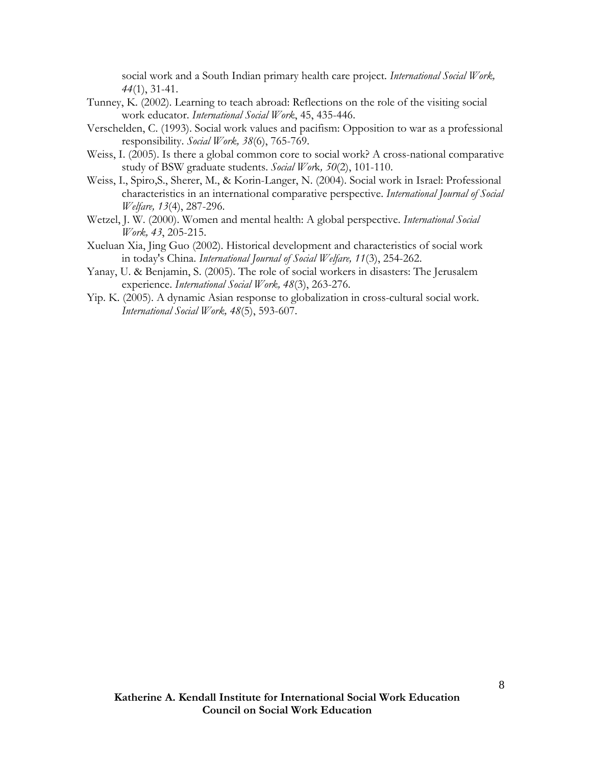social work and a South Indian primary health care project. *International Social Work, 44*(1), 31-41.

Tunney, K. (2002). Learning to teach abroad: Reflections on the role of the visiting social work educator. *International Social Work*, 45, 435-446.

Verschelden, C. (1993). Social work values and pacifism: Opposition to war as a professional responsibility. *Social Work, 38*(6), 765-769.

Weiss, I. (2005). Is there a global common core to social work? A cross-national comparative study of BSW graduate students. *Social Work, 50*(2), 101-110.

Weiss, I., Spiro,S., Sherer, M., & Korin-Langer, N. (2004). Social work in Israel: Professional characteristics in an international comparative perspective. *International Journal of Social Welfare, 13*(4), 287-296.

Wetzel, J. W. (2000). Women and mental health: A global perspective. *International Social Work, 43*, 205-215.

Xueluan Xia, Jing Guo (2002). Historical development and characteristics of social work in today's China. *International Journal of Social Welfare, 11*(3), 254-262.

Yanay, U. & Benjamin, S. (2005). The role of social workers in disasters: The Jerusalem experience. *International Social Work, 48*(3), 263-276.

Yip. K. (2005). A dynamic Asian response to globalization in cross-cultural social work. *International Social Work, 48*(5), 593-607.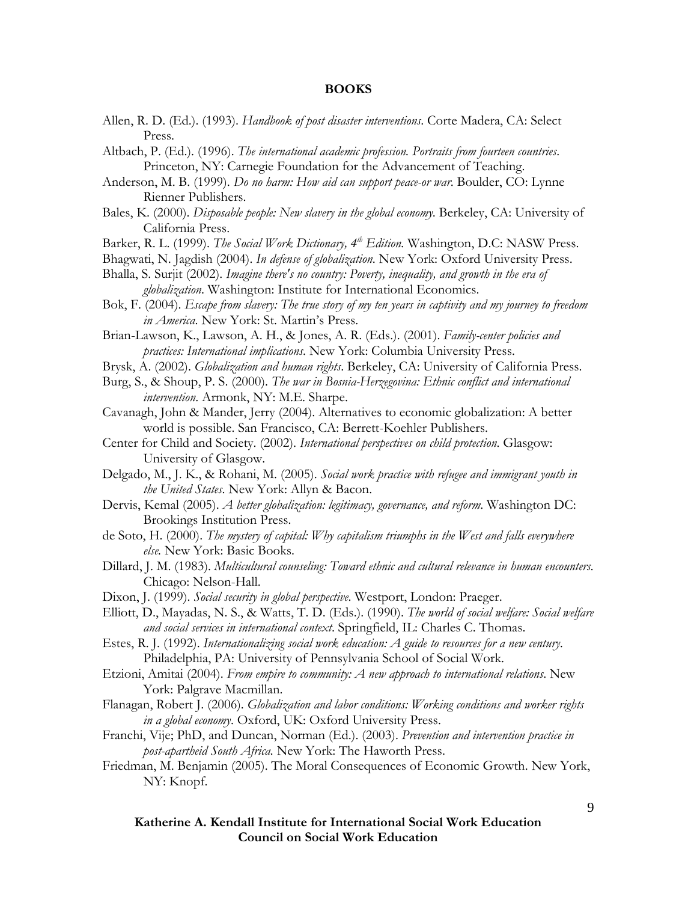**BOOKS**

Allen, R. D. (Ed.). (1993). *Handbook of post disaster interventions.* Corte Madera, CA: Select Press.

Altbach, P. (Ed.). (1996). *The international academic profession. Portraits from fourteen countries.* Princeton, NY: Carnegie Foundation for the Advancement of Teaching.

Anderson, M. B. (1999). *Do no harm: How aid can support peace-or war.* Boulder, CO: Lynne Rienner Publishers.

Bales, K. (2000). *Disposable people: New slavery in the global economy.* Berkeley, CA: University of California Press.

Barker, R. L. (1999). *The Social Work Dictionary, 4th Edition.* Washington, D.C: NASW Press.

Bhagwati, N. Jagdish (2004). *In defense of globalization.* New York: Oxford University Press.

Bhalla, S. Surjit (2002). *Imagine there's no country: Poverty, inequality, and growth in the era of globalization.* Washington: Institute for International Economics.

Bok, F. (2004). *Escape from slavery: The true story of my ten years in captivity and my journey to freedom in America.* New York: St. Martin's Press.

Brian-Lawson, K., Lawson, A. H., & Jones, A. R. (Eds.). (2001). *Family-center policies and practices: International implications.* New York: Columbia University Press.

Brysk, A. (2002). *Globalization and human rights*. Berkeley, CA: University of California Press.

Burg, S., & Shoup, P. S. (2000). *The war in Bosnia-Herzegovina: Ethnic conflict and international intervention.* Armonk, NY: M.E. Sharpe.

Cavanagh, John & Mander, Jerry (2004). Alternatives to economic globalization: A better world is possible. San Francisco, CA: Berrett-Koehler Publishers.

Center for Child and Society. (2002). *International perspectives on child protection.* Glasgow: University of Glasgow.

Delgado, M., J. K., & Rohani, M. (2005). *Social work practice with refugee and immigrant youth in the United States.* New York: Allyn & Bacon.

Dervis, Kemal (2005). *A better globalization: legitimacy, governance, and reform.* Washington DC: Brookings Institution Press.

de Soto, H. (2000). *The mystery of capital: Why capitalism triumphs in the West and falls everywhere else.* New York: Basic Books.

Dillard, J. M. (1983). *Multicultural counseling: Toward ethnic and cultural relevance in human encounters.* Chicago: Nelson-Hall.

Dixon, J. (1999). *Social security in global perspective.* Westport, London: Praeger.

Elliott, D., Mayadas, N. S., & Watts, T. D. (Eds.). (1990). *The world of social welfare: Social welfare and social services in international context.* Springfield, IL: Charles C. Thomas.

Estes, R. J. (1992). *Internationalizing social work education: A guide to resources for a new century.* Philadelphia, PA: University of Pennsylvania School of Social Work.

Etzioni, Amitai (2004). *From empire to community: A new approach to international relations.* New York: Palgrave Macmillan.

Flanagan, Robert J. (2006). *Globalization and labor conditions: Working conditions and worker rights in a global economy.* Oxford, UK: Oxford University Press.

Franchi, Vije; PhD, and Duncan, Norman (Ed.). (2003). *Prevention and intervention practice in post-apartheid South Africa.* New York: The Haworth Press.

Friedman, M. Benjamin (2005). The Moral Consequences of Economic Growth. New York, NY: Knopf.

**Katherine A. Kendall Institute for International Social Work Education**
**Council on Social Work Education**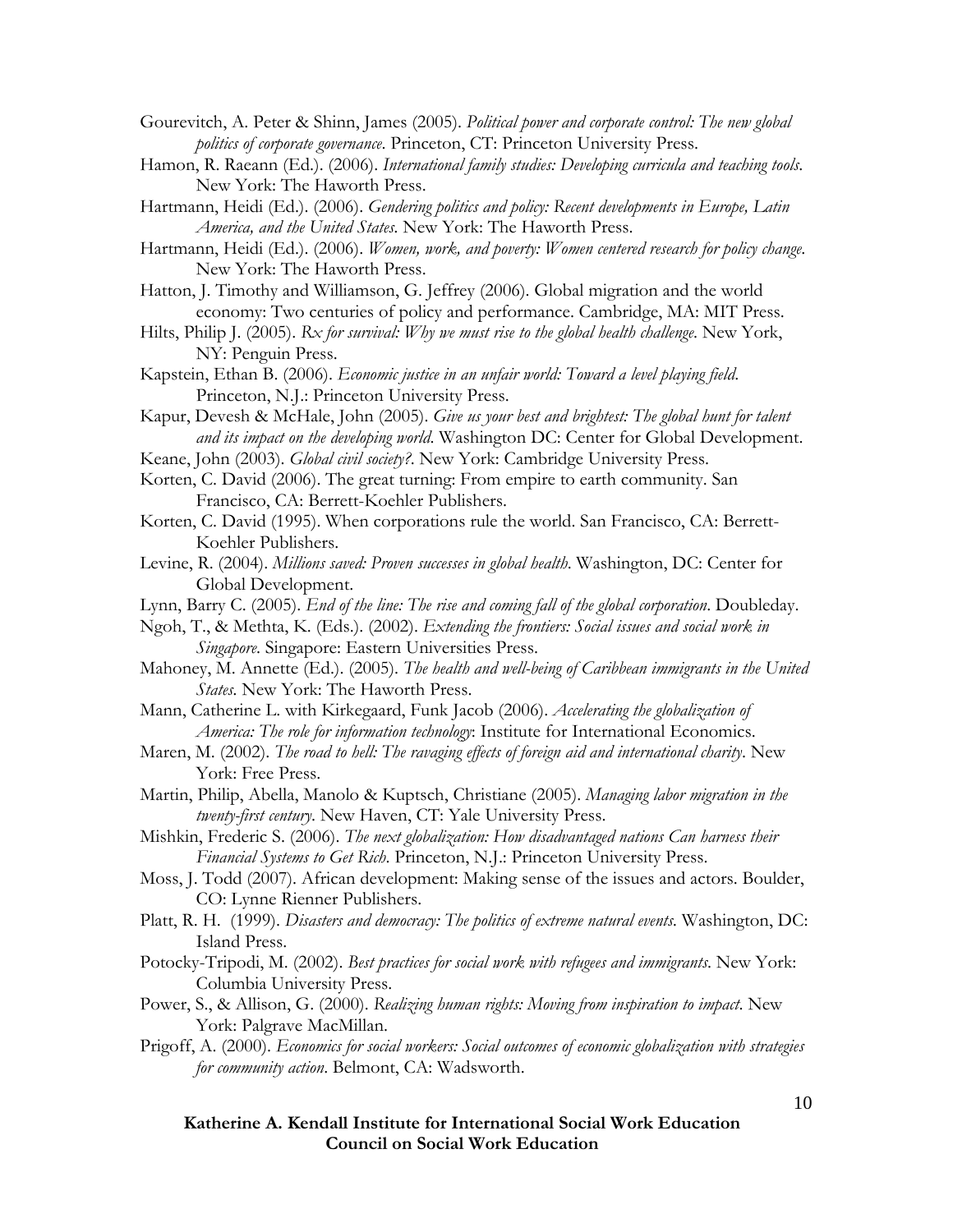Gourevitch, A. Peter & Shinn, James (2005). *Political power and corporate control: The new global politics of corporate governance*. Princeton, CT: Princeton University Press.

Hamon, R. Raeann (Ed.). (2006). *International family studies: Developing curricula and teaching tools*. New York: The Haworth Press.

Hartmann, Heidi (Ed.). (2006). *Gendering politics and policy: Recent developments in Europe, Latin America, and the United States*. New York: The Haworth Press.

Hartmann, Heidi (Ed.). (2006). *Women, work, and poverty: Women centered research for policy change*. New York: The Haworth Press.

Hatton, J. Timothy and Williamson, G. Jeffrey (2006). Global migration and the world economy: Two centuries of policy and performance. Cambridge, MA: MIT Press.

Hilts, Philip J. (2005). *Rx for survival: Why we must rise to the global health challenge*. New York, NY: Penguin Press.

Kapstein, Ethan B. (2006). *Economic justice in an unfair world: Toward a level playing field*. Princeton, N.J.: Princeton University Press.

Kapur, Devesh & McHale, John (2005). *Give us your best and brightest: The global hunt for talent and its impact on the developing world*. Washington DC: Center for Global Development.

Keane, John (2003). *Global civil society?*. New York: Cambridge University Press.

Korten, C. David (2006). The great turning: From empire to earth community. San Francisco, CA: Berrett-Koehler Publishers.

Korten, C. David (1995). When corporations rule the world. San Francisco, CA: Berrett-Koehler Publishers.

Levine, R. (2004). *Millions saved: Proven successes in global health*. Washington, DC: Center for Global Development.

Lynn, Barry C. (2005). *End of the line: The rise and coming fall of the global corporation*. Doubleday.

Ngoh, T., & Methta, K. (Eds.). (2002). *Extending the frontiers: Social issues and social work in Singapore*. Singapore: Eastern Universities Press.

Mahoney, M. Annette (Ed.). (2005). *The health and well-being of Caribbean immigrants in the United States*. New York: The Haworth Press.

Mann, Catherine L. with Kirkegaard, Funk Jacob (2006). *Accelerating the globalization of America: The role for information technology*: Institute for International Economics.

Maren, M. (2002). *The road to hell: The ravaging effects of foreign aid and international charity*. New York: Free Press.

Martin, Philip, Abella, Manolo & Kuptsch, Christiane (2005). *Managing labor migration in the twenty-first century*. New Haven, CT: Yale University Press.

Mishkin, Frederic S. (2006). *The next globalization: How disadvantaged nations Can harness their Financial Systems to Get Rich*. Princeton, N.J.: Princeton University Press.

Moss, J. Todd (2007). African development: Making sense of the issues and actors. Boulder, CO: Lynne Rienner Publishers.

Platt, R. H. (1999). *Disasters and democracy: The politics of extreme natural events*. Washington, DC: Island Press.

Potocky-Tripodi, M. (2002). *Best practices for social work with refugees and immigrants*. New York: Columbia University Press.

Power, S., & Allison, G. (2000). *Realizing human rights: Moving from inspiration to impact*. New York: Palgrave MacMillan.

Prigoff, A. (2000). *Economics for social workers: Social outcomes of economic globalization with strategies for community action*. Belmont, CA: Wadsworth.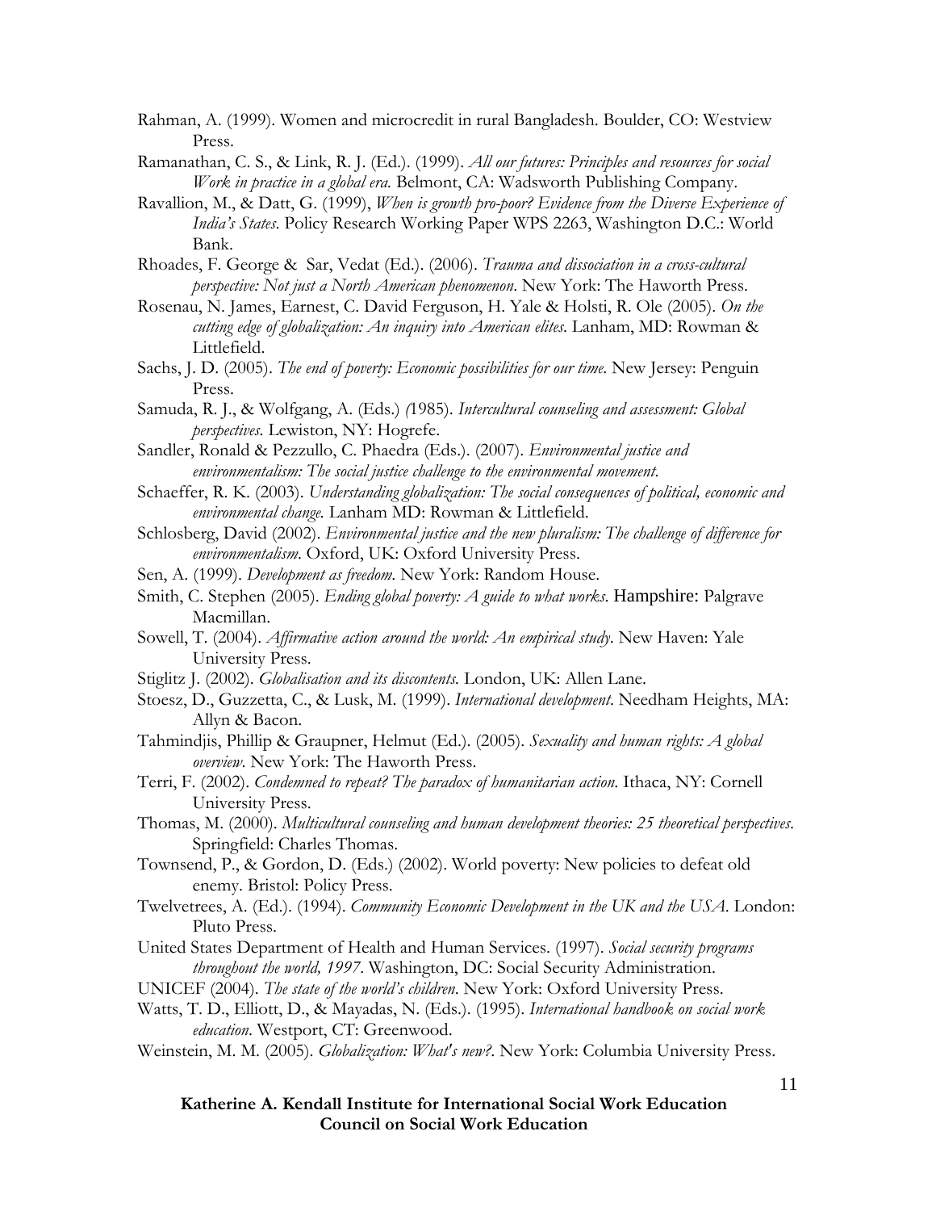Rahman, A. (1999). Women and microcredit in rural Bangladesh. Boulder, CO: Westview Press.

Ramanathan, C. S., & Link, R. J. (Ed.). (1999). *All our futures: Principles and resources for social Work in practice in a global era.* Belmont, CA: Wadsworth Publishing Company.

Ravallion, M., & Datt, G. (1999), *When is growth pro-poor? Evidence from the Diverse Experience of India's States*. Policy Research Working Paper WPS 2263, Washington D.C.: World Bank.

Rhoades, F. George & Sar, Vedat (Ed.). (2006). *Trauma and dissociation in a cross-cultural perspective: Not just a North American phenomenon*. New York: The Haworth Press.

Rosenau, N. James, Earnest, C. David Ferguson, H. Yale & Holsti, R. Ole (2005). *On the cutting edge of globalization: An inquiry into American elites*. Lanham, MD: Rowman & Littlefield.

Sachs, J. D. (2005). *The end of poverty: Economic possibilities for our time*. New Jersey: Penguin Press.

Samuda, R. J., & Wolfgang, A. (Eds.) *(*1985). *Intercultural counseling and assessment: Global perspectives.* Lewiston, NY: Hogrefe.

Sandler, Ronald & Pezzullo, C. Phaedra (Eds.). (2007). *Environmental justice and environmentalism: The social justice challenge to the environmental movement.*

Schaeffer, R. K. (2003). *Understanding globalization: The social consequences of political, economic and environmental change.* Lanham MD: Rowman & Littlefield.

Schlosberg, David (2002). *Environmental justice and the new pluralism: The challenge of difference for environmentalism*. Oxford, UK: Oxford University Press.

Sen, A. (1999). *Development as freedom*. New York: Random House.

Smith, C. Stephen (2005). *Ending global poverty: A guide to what works*. Hampshire: Palgrave Macmillan.

Sowell, T. (2004). *Affirmative action around the world: An empirical study*. New Haven: Yale University Press.

Stiglitz J. (2002). *Globalisation and its discontents.* London, UK: Allen Lane.

Stoesz, D., Guzzetta, C., & Lusk, M. (1999). *International development*. Needham Heights, MA: Allyn & Bacon.

Tahmindjis, Phillip & Graupner, Helmut (Ed.). (2005). *Sexuality and human rights: A global overview*. New York: The Haworth Press.

Terri, F. (2002). *Condemned to repeat? The paradox of humanitarian action*. Ithaca, NY: Cornell University Press.

Thomas, M. (2000). *Multicultural counseling and human development theories: 25 theoretical perspectives*. Springfield: Charles Thomas.

Townsend, P., & Gordon, D. (Eds.) (2002). World poverty: New policies to defeat old enemy. Bristol: Policy Press.

Twelvetrees, A. (Ed.). (1994). *Community Economic Development in the UK and the USA*. London: Pluto Press.

United States Department of Health and Human Services. (1997). *Social security programs throughout the world, 1997*. Washington, DC: Social Security Administration.

UNICEF (2004). *The state of the world's children*. New York: Oxford University Press.

Watts, T. D., Elliott, D., & Mayadas, N. (Eds.). (1995). *International handbook on social work education*. Westport, CT: Greenwood.

Weinstein, M. M. (2005). *Globalization: What's new?*. New York: Columbia University Press.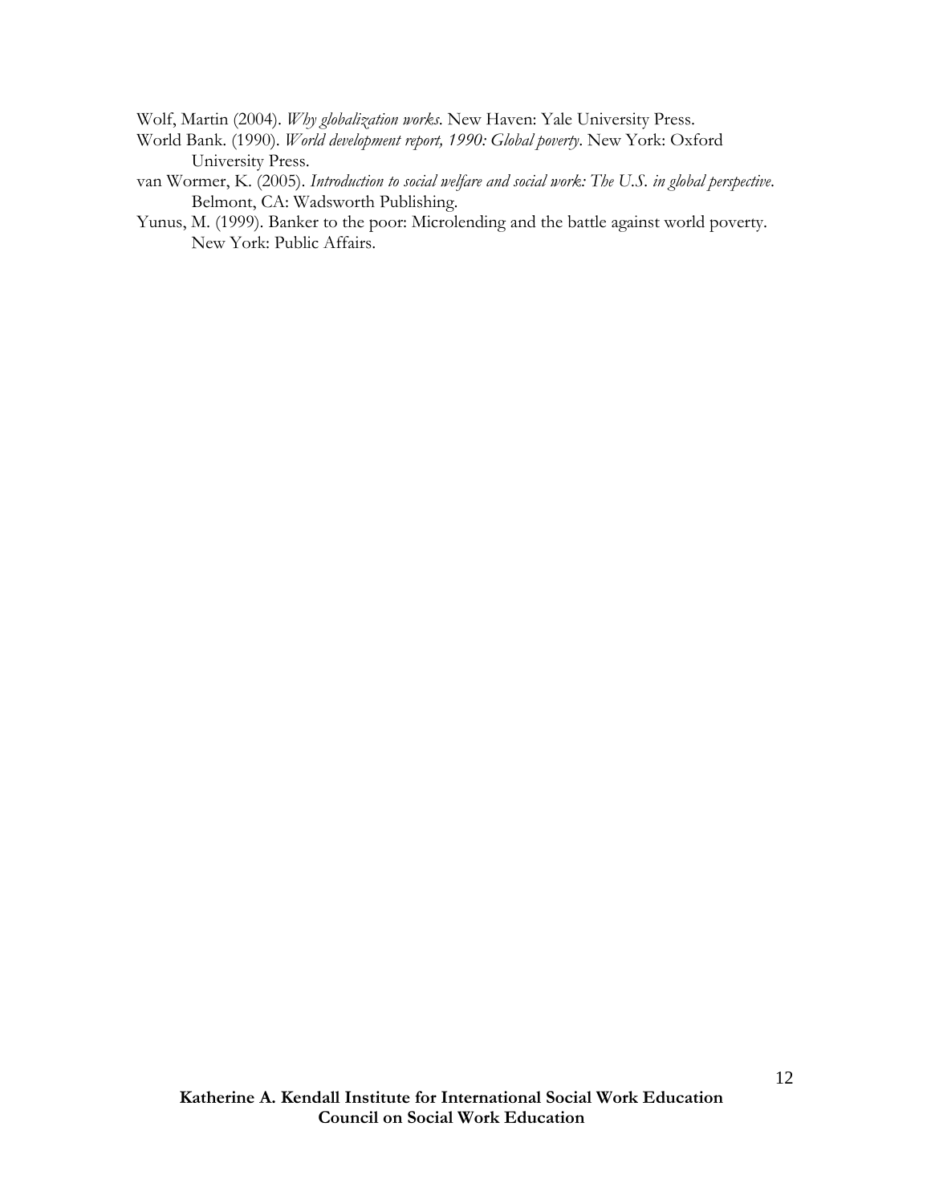Wolf, Martin (2004). *Why globalization works*. New Haven: Yale University Press.

World Bank. (1990). *World development report, 1990: Global poverty*. New York: Oxford University Press.

van Wormer, K. (2005). *Introduction to social welfare and social work: The U.S. in global perspective*. Belmont, CA: Wadsworth Publishing.

Yunus, M. (1999). Banker to the poor: Microlending and the battle against world poverty. New York: Public Affairs.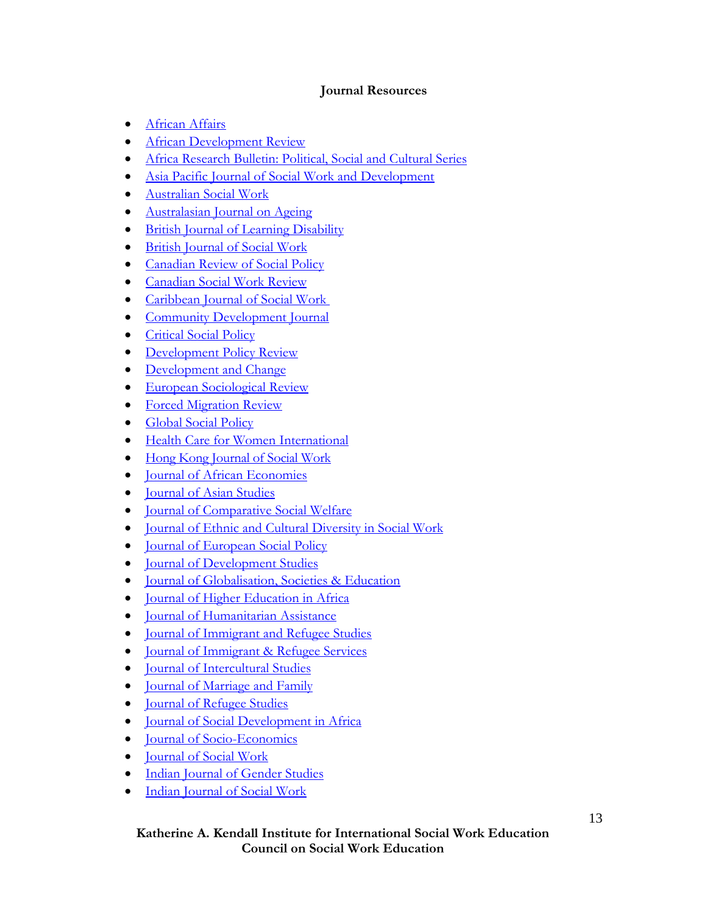**Journal Resources**

- African Affairs
- African Development Review
- Africa Research Bulletin: Political, Social and Cultural Series
- Asia Pacific Journal of Social Work and Development
- Australian Social Work
- Australasian Journal on Ageing
- British Journal of Learning Disability
- British Journal of Social Work
- Canadian Review of Social Policy
- Canadian Social Work Review
- Caribbean Journal of Social Work
- Community Development Journal
- Critical Social Policy
- Development Policy Review
- Development and Change
- European Sociological Review
- Forced Migration Review
- Global Social Policy
- Health Care for Women International
- Hong Kong Journal of Social Work
- Journal of African Economies
- Journal of Asian Studies
- Journal of Comparative Social Welfare
- Journal of Ethnic and Cultural Diversity in Social Work
- Journal of European Social Policy
- Journal of Development Studies
- Journal of Globalisation, Societies & Education
- Journal of Higher Education in Africa
- Journal of Humanitarian Assistance
- Journal of Immigrant and Refugee Studies
- Journal of Immigrant & Refugee Services
- Journal of Intercultural Studies
- Journal of Marriage and Family
- Journal of Refugee Studies
- Journal of Social Development in Africa
- Journal of Socio-Economics
- Journal of Social Work
- Indian Journal of Gender Studies
- Indian Journal of Social Work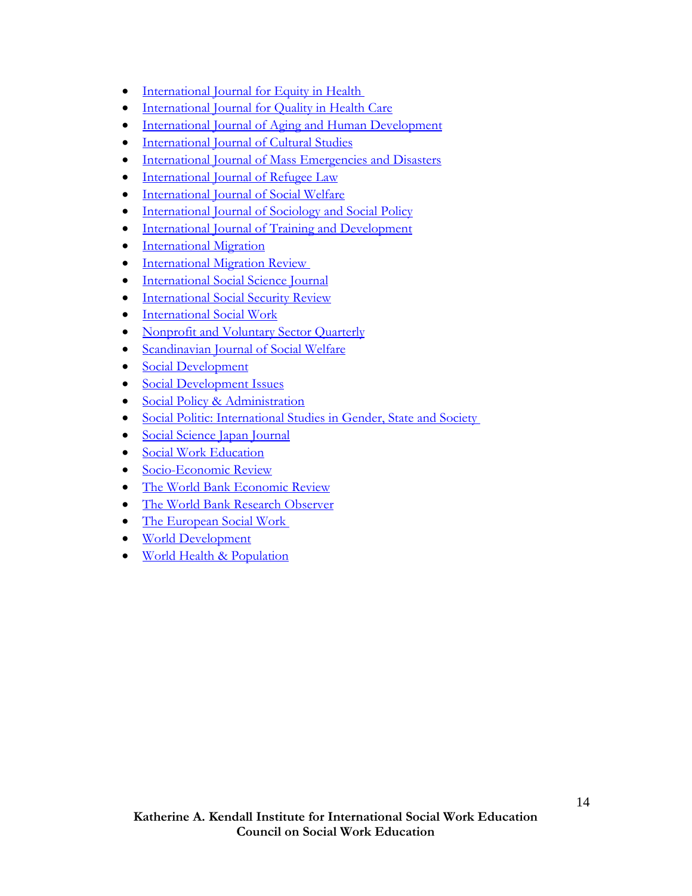- International Journal for Equity in Health
- International Journal for Quality in Health Care
- International Journal of Aging and Human Development
- International Journal of Cultural Studies
- International Journal of Mass Emergencies and Disasters
- International Journal of Refugee Law
- International Journal of Social Welfare
- International Journal of Sociology and Social Policy
- International Journal of Training and Development
- International Migration
- International Migration Review
- International Social Science Journal
- International Social Security Review
- International Social Work
- Nonprofit and Voluntary Sector Quarterly
- Scandinavian Journal of Social Welfare
- Social Development
- Social Development Issues
- Social Policy & Administration
- Social Politic: International Studies in Gender, State and Society
- Social Science Japan Journal
- Social Work Education
- Socio-Economic Review
- The World Bank Economic Review
- The World Bank Research Observer
- The European Social Work
- World Development
- World Health & Population